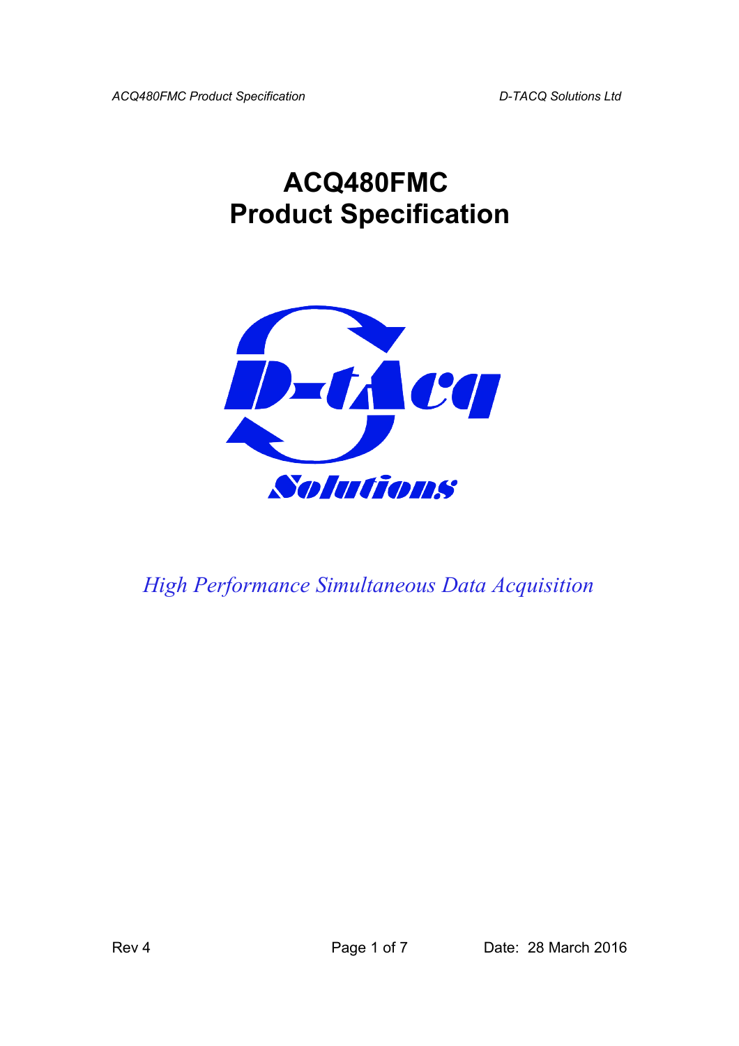# ACQ480FMC
# Product Specification

*High Performance Simultaneous Data Acquisition*

Rev 4

Date: 28 March 2016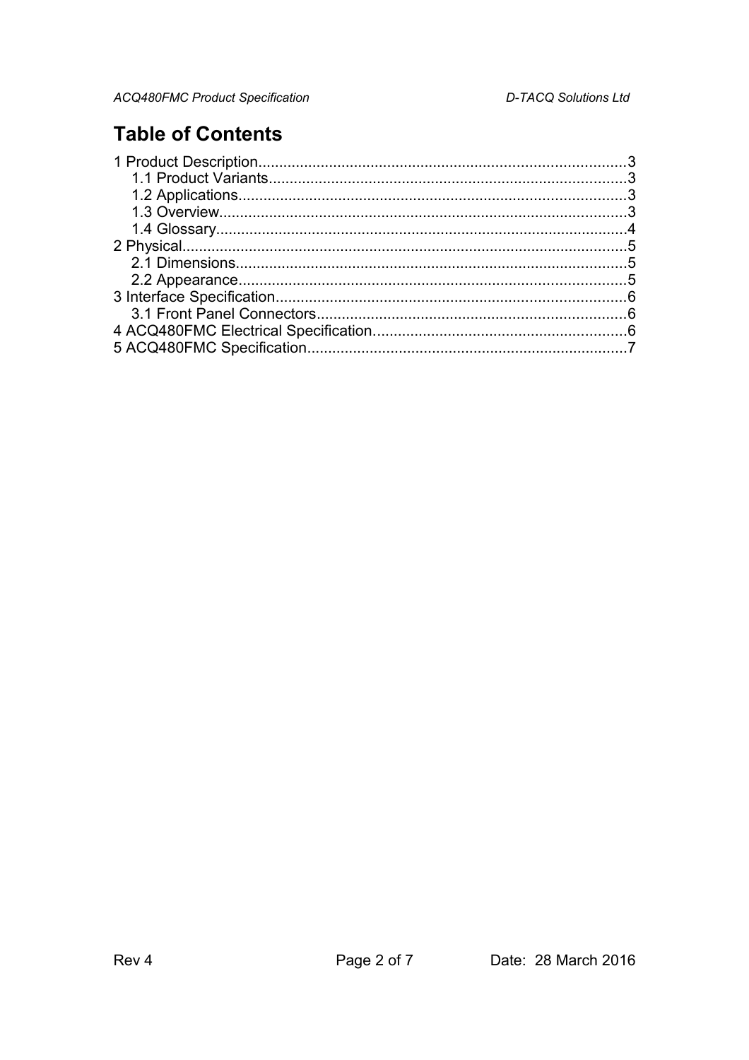# Table of Contents

1 Product Description........................................................................................3
  1.1 Product Variants......................................................................................3
  1.2 Applications.............................................................................................3
  1.3 Overview..................................................................................................3
  1.4 Glossary...................................................................................................4
2 Physical...........................................................................................................5
  2.1 Dimensions..............................................................................................5
  2.2 Appearance..............................................................................................5
3 Interface Specification....................................................................................6
  3.1 Front Panel Connectors...........................................................................6
4 ACQ480FMC Electrical Specification.............................................................6
5 ACQ480FMC Specification.............................................................................7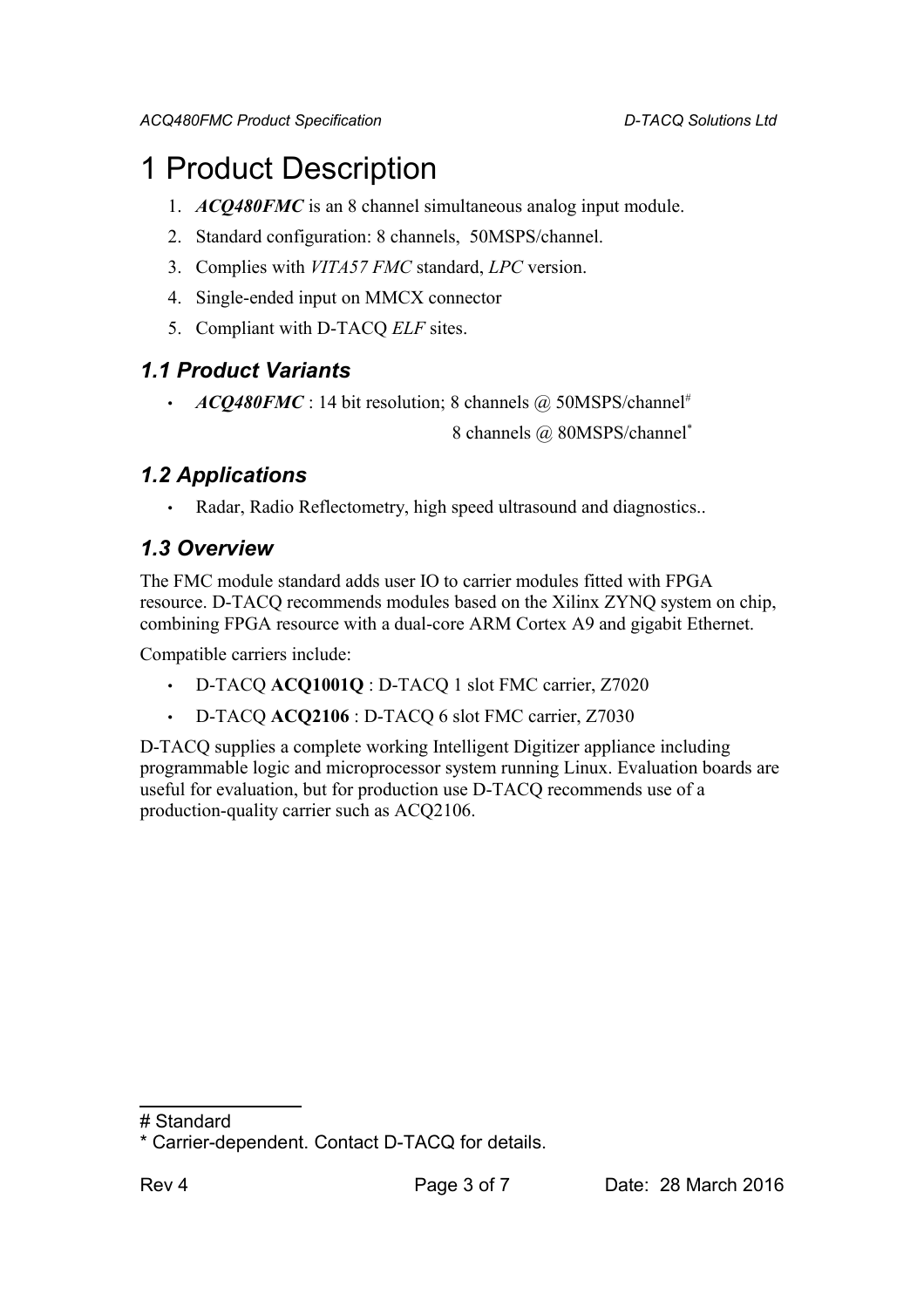# 1 Product Description

1. ***ACQ480FMC*** is an 8 channel simultaneous analog input module.
2. Standard configuration: 8 channels, 50MSPS/channel.
3. Complies with *VITA57 FMC* standard, *LPC* version.
4. Single-ended input on MMCX connector
5. Compliant with D-TACQ *ELF* sites.

## *1.1 Product Variants*

- ***ACQ480FMC*** : 14 bit resolution; 8 channels @ 50MSPS/channel[#]
  8 channels @ 80MSPS/channel[*]

## *1.2 Applications*

- Radar, Radio Reflectometry, high speed ultrasound and diagnostics..

## *1.3 Overview*

The FMC module standard adds user IO to carrier modules fitted with FPGA resource. D-TACQ recommends modules based on the Xilinx ZYNQ system on chip, combining FPGA resource with a dual-core ARM Cortex A9 and gigabit Ethernet.

Compatible carriers include:

- D-TACQ **ACQ1001Q** : D-TACQ 1 slot FMC carrier, Z7020
- D-TACQ **ACQ2106** : D-TACQ 6 slot FMC carrier, Z7030

D-TACQ supplies a complete working Intelligent Digitizer appliance including programmable logic and microprocessor system running Linux. Evaluation boards are useful for evaluation, but for production use D-TACQ recommends use of a production-quality carrier such as ACQ2106.

---

# Standard

* Carrier-dependent. Contact D-TACQ for details.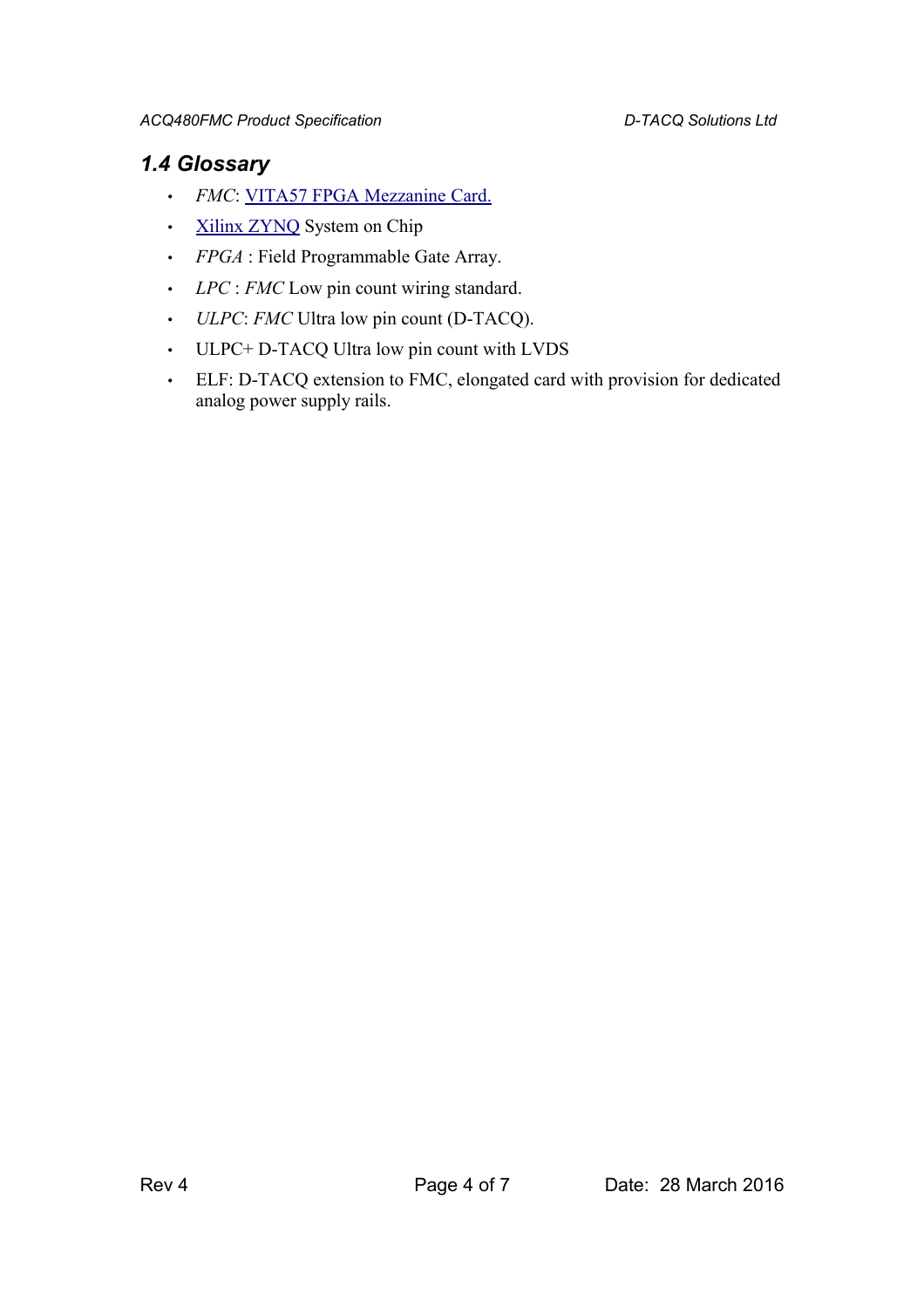## 1.4 Glossary

- *FMC*: VITA57 FPGA Mezzanine Card.
- Xilinx ZYNQ System on Chip
- *FPGA* : Field Programmable Gate Array.
- *LPC* : *FMC* Low pin count wiring standard.
- *ULPC*: *FMC* Ultra low pin count (D-TACQ).
- ULPC+ D-TACQ Ultra low pin count with LVDS
- ELF: D-TACQ extension to FMC, elongated card with provision for dedicated analog power supply rails.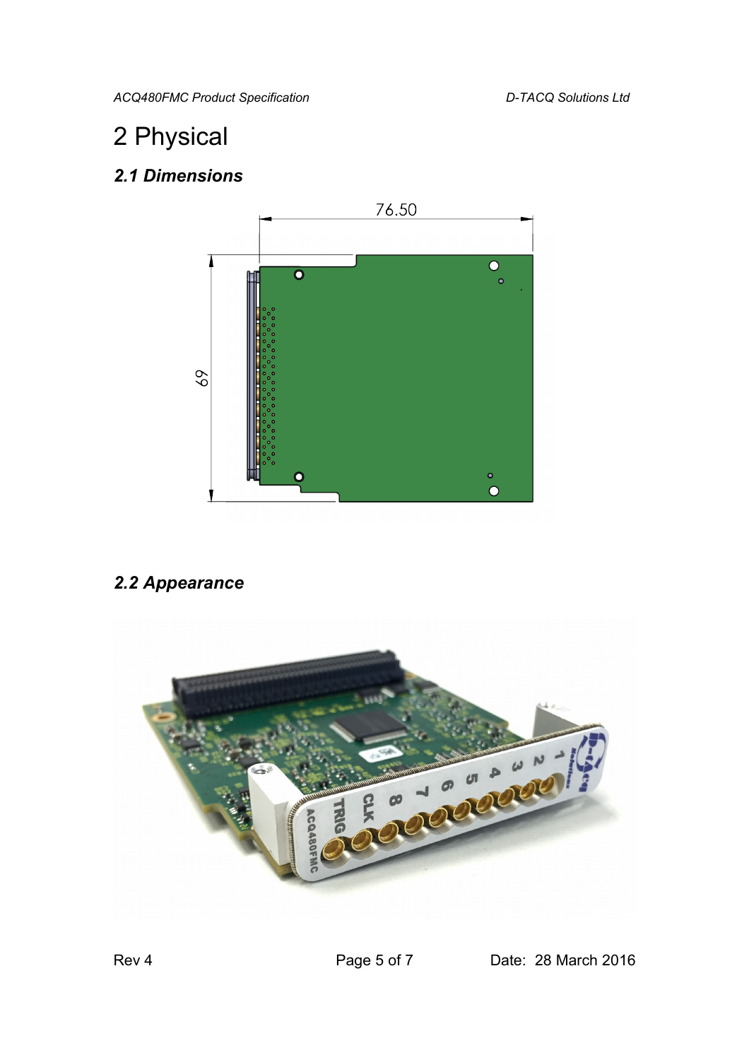# 2 Physical

## 2.1 Dimensions

## 2.2 Appearance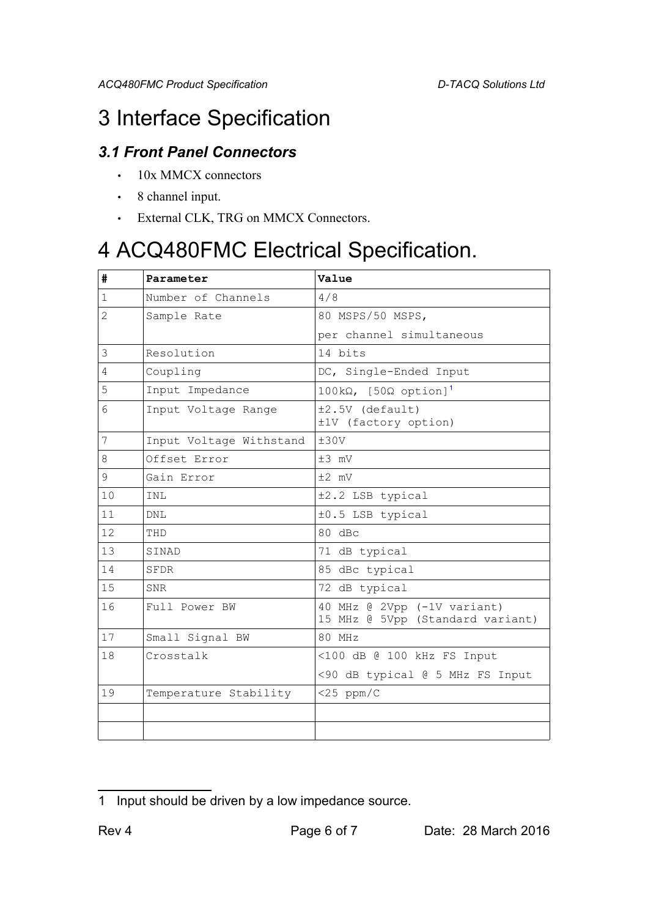# 3 Interface Specification

## 3.1 Front Panel Connectors

- 10x MMCX connectors
- 8 channel input.
- External CLK, TRG on MMCX Connectors.

# 4 ACQ480FMC Electrical Specification.

| # | Parameter | Value |
|---|---|---|
| 1 | Number of Channels | 4/8 |
| 2 | Sample Rate | 80 MSPS/50 MSPS, per channel simultaneous |
| 3 | Resolution | 14 bits |
| 4 | Coupling | DC, Single-Ended Input |
| 5 | Input Impedance | 100kΩ, [50Ω option][1] |
| 6 | Input Voltage Range | ±2.5V (default) ±1V (factory option) |
| 7 | Input Voltage Withstand | ±30V |
| 8 | Offset Error | ±3 mV |
| 9 | Gain Error | ±2 mV |
| 10 | INL | ±2.2 LSB typical |
| 11 | DNL | ±0.5 LSB typical |
| 12 | THD | 80 dBc |
| 13 | SINAD | 71 dB typical |
| 14 | SFDR | 85 dBc typical |
| 15 | SNR | 72 dB typical |
| 16 | Full Power BW | 40 MHz @ 2Vpp (-1V variant) 15 MHz @ 5Vpp (Standard variant) |
| 17 | Small Signal BW | 80 MHz |
| 18 | Crosstalk | <100 dB @ 100 kHz FS Input <90 dB typical @ 5 MHz FS Input |
| 19 | Temperature Stability | <25 ppm/C |
| | | |
| | | |

1 Input should be driven by a low impedance source.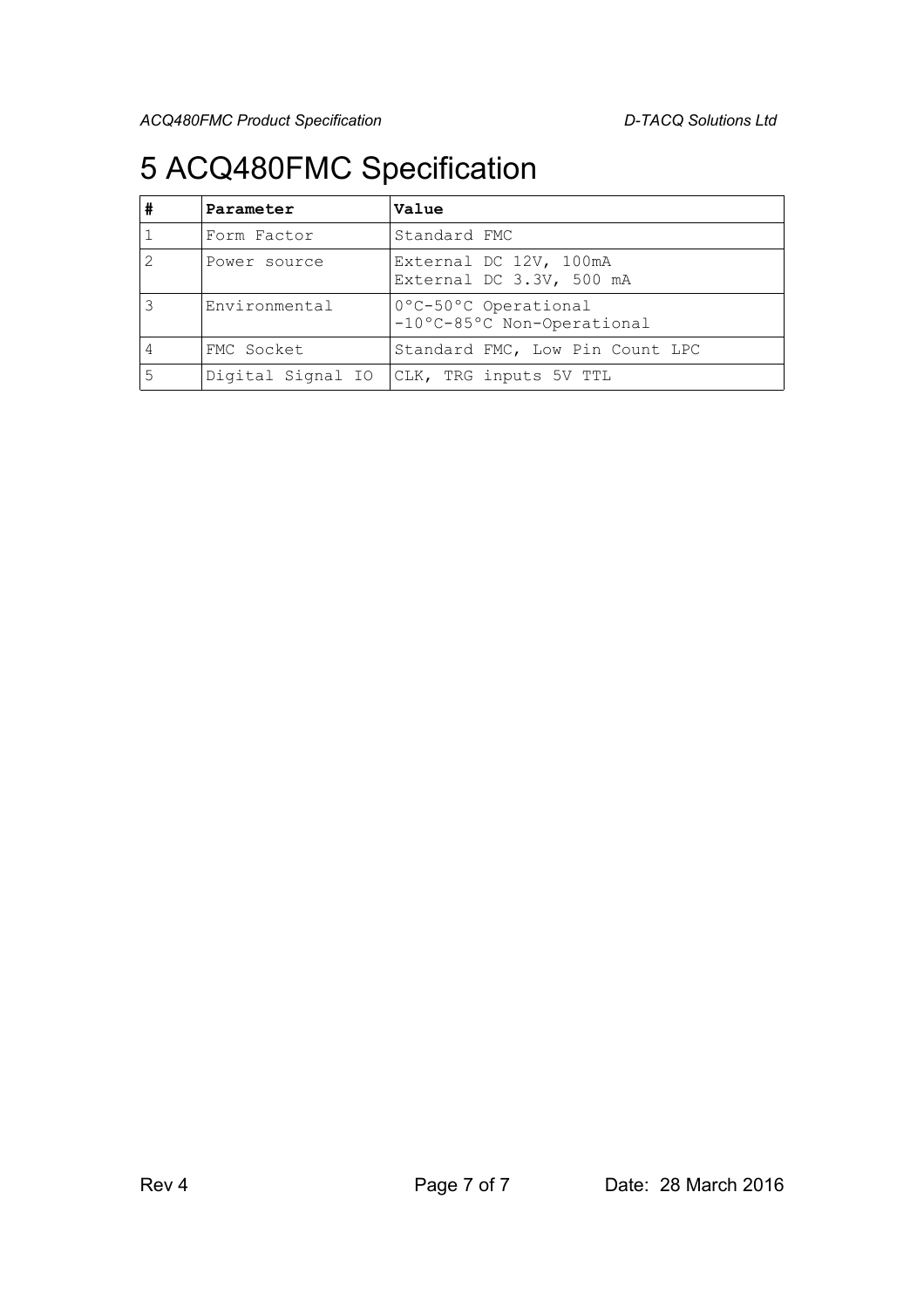# 5 ACQ480FMC Specification

| # | Parameter | Value |
|---|---|---|
| 1 | Form Factor | Standard FMC |
| 2 | Power source | External DC 12V, 100mA<br>External DC 3.3V, 500 mA |
| 3 | Environmental | 0°C-50°C Operational<br>-10°C-85°C Non-Operational |
| 4 | FMC Socket | Standard FMC, Low Pin Count LPC |
| 5 | Digital Signal IO | CLK, TRG inputs 5V TTL |